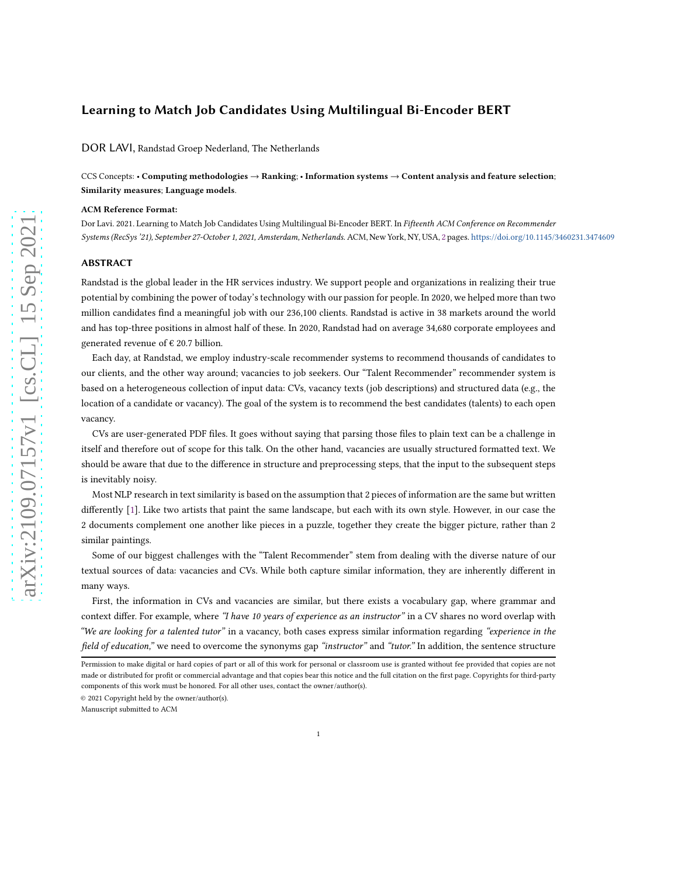# Learning to Match Job Candidates Using Multilingual Bi-Encoder BERT

DOR LAVI, Randstad Groep Nederland, The Netherlands

CCS Concepts: • **Computing methodologies** → **Ranking**; • **Information systems** → **Content analysis and feature selection**; **Similarity measures**; **Language models**.

**ACM Reference Format:**

Dor Lavi. 2021. Learning to Match Job Candidates Using Multilingual Bi-Encoder BERT. In *Fifteenth ACM Conference on Recommender Systems (RecSys '21), September 27-October 1, 2021, Amsterdam, Netherlands.* ACM, New York, NY, USA, 2 pages. https://doi.org/10.1145/3460231.3474609

## ABSTRACT

Randstad is the global leader in the HR services industry. We support people and organizations in realizing their true potential by combining the power of today's technology with our passion for people. In 2020, we helped more than two million candidates find a meaningful job with our 236,100 clients. Randstad is active in 38 markets around the world and has top-three positions in almost half of these. In 2020, Randstad had on average 34,680 corporate employees and generated revenue of € 20.7 billion.

Each day, at Randstad, we employ industry-scale recommender systems to recommend thousands of candidates to our clients, and the other way around; vacancies to job seekers. Our "Talent Recommender" recommender system is based on a heterogeneous collection of input data: CVs, vacancy texts (job descriptions) and structured data (e.g., the location of a candidate or vacancy). The goal of the system is to recommend the best candidates (talents) to each open vacancy.

CVs are user-generated PDF files. It goes without saying that parsing those files to plain text can be a challenge in itself and therefore out of scope for this talk. On the other hand, vacancies are usually structured formatted text. We should be aware that due to the difference in structure and preprocessing steps, that the input to the subsequent steps is inevitably noisy.

Most NLP research in text similarity is based on the assumption that 2 pieces of information are the same but written differently [1]. Like two artists that paint the same landscape, but each with its own style. However, in our case the 2 documents complement one another like pieces in a puzzle, together they create the bigger picture, rather than 2 similar paintings.

Some of our biggest challenges with the "Talent Recommender" stem from dealing with the diverse nature of our textual sources of data: vacancies and CVs. While both capture similar information, they are inherently different in many ways.

First, the information in CVs and vacancies are similar, but there exists a vocabulary gap, where grammar and context differ. For example, where *"I have 10 years of experience as an instructor"* in a CV shares no word overlap with *"We are looking for a talented tutor"* in a vacancy, both cases express similar information regarding *"experience in the field of education,"* we need to overcome the synonyms gap *"instructor"* and *"tutor."* In addition, the sentence structure

Permission to make digital or hard copies of part or all of this work for personal or classroom use is granted without fee provided that copies are not made or distributed for profit or commercial advantage and that copies bear this notice and the full citation on the first page. Copyrights for third-party components of this work must be honored. For all other uses, contact the owner/author(s).

© 2021 Copyright held by the owner/author(s).

Manuscript submitted to ACM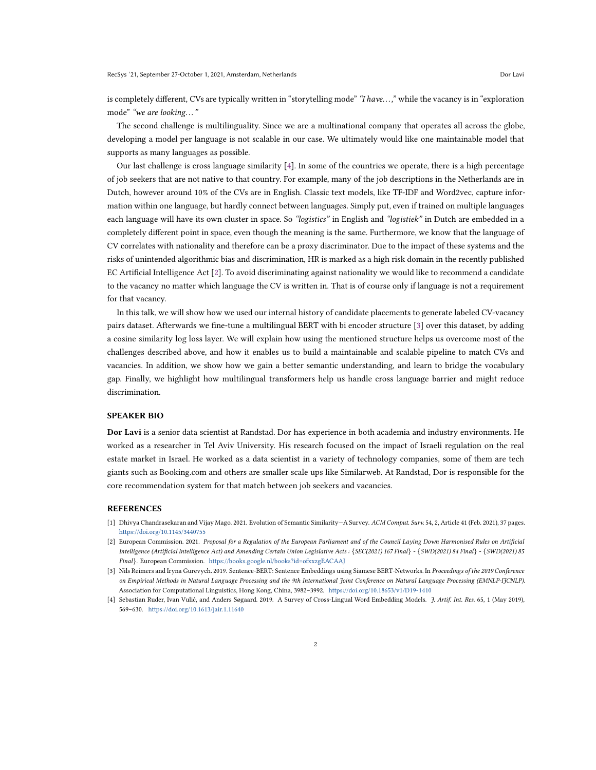is completely different, CVs are typically written in "storytelling mode" *"I have…,"* while the vacancy is in "exploration mode" *"we are looking…"*

The second challenge is multilinguality. Since we are a multinational company that operates all across the globe, developing a model per language is not scalable in our case. We ultimately would like one maintainable model that supports as many languages as possible.

Our last challenge is cross language similarity [4]. In some of the countries we operate, there is a high percentage of job seekers that are not native to that country. For example, many of the job descriptions in the Netherlands are in Dutch, however around 10% of the CVs are in English. Classic text models, like TF-IDF and Word2vec, capture information within one language, but hardly connect between languages. Simply put, even if trained on multiple languages each language will have its own cluster in space. So *"logistics"* in English and *"logistiek"* in Dutch are embedded in a completely different point in space, even though the meaning is the same. Furthermore, we know that the language of CV correlates with nationality and therefore can be a proxy discriminator. Due to the impact of these systems and the risks of unintended algorithmic bias and discrimination, HR is marked as a high risk domain in the recently published EC Artificial Intelligence Act [2]. To avoid discriminating against nationality we would like to recommend a candidate to the vacancy no matter which language the CV is written in. That is of course only if language is not a requirement for that vacancy.

In this talk, we will show how we used our internal history of candidate placements to generate labeled CV-vacancy pairs dataset. Afterwards we fine-tune a multilingual BERT with bi encoder structure [3] over this dataset, by adding a cosine similarity log loss layer. We will explain how using the mentioned structure helps us overcome most of the challenges described above, and how it enables us to build a maintainable and scalable pipeline to match CVs and vacancies. In addition, we show how we gain a better semantic understanding, and learn to bridge the vocabulary gap. Finally, we highlight how multilingual transformers help us handle cross language barrier and might reduce discrimination.

## SPEAKER BIO

**Dor Lavi** is a senior data scientist at Randstad. Dor has experience in both academia and industry environments. He worked as a researcher in Tel Aviv University. His research focused on the impact of Israeli regulation on the real estate market in Israel. He worked as a data scientist in a variety of technology companies, some of them are tech giants such as Booking.com and others are smaller scale ups like Similarweb. At Randstad, Dor is responsible for the core recommendation system for that match between job seekers and vacancies.

## REFERENCES

[1] Dhivya Chandrasekaran and Vijay Mago. 2021. Evolution of Semantic Similarity—A Survey. *ACM Comput. Surv.* 54, 2, Article 41 (Feb. 2021), 37 pages. https://doi.org/10.1145/3440755

[2] European Commission. 2021. *Proposal for a Regulation of the European Parliament and of the Council Laying Down Harmonised Rules on Artificial Intelligence (Artificial Intelligence Act) and Amending Certain Union Legislative Acts : {SEC(2021) 167 Final} - {SWD(2021) 84 Final} - {SWD(2021) 85 Final}*. European Commission. https://books.google.nl/books?id=ofxxzgEACAAJ

[3] Nils Reimers and Iryna Gurevych. 2019. Sentence-BERT: Sentence Embeddings using Siamese BERT-Networks. In *Proceedings of the 2019 Conference on Empirical Methods in Natural Language Processing and the 9th International Joint Conference on Natural Language Processing (EMNLP-IJCNLP)*. Association for Computational Linguistics, Hong Kong, China, 3982–3992. https://doi.org/10.18653/v1/D19-1410

[4] Sebastian Ruder, Ivan Vulić, and Anders Søgaard. 2019. A Survey of Cross-Lingual Word Embedding Models. *J. Artif. Int. Res.* 65, 1 (May 2019), 569–630. https://doi.org/10.1613/jair.1.11640